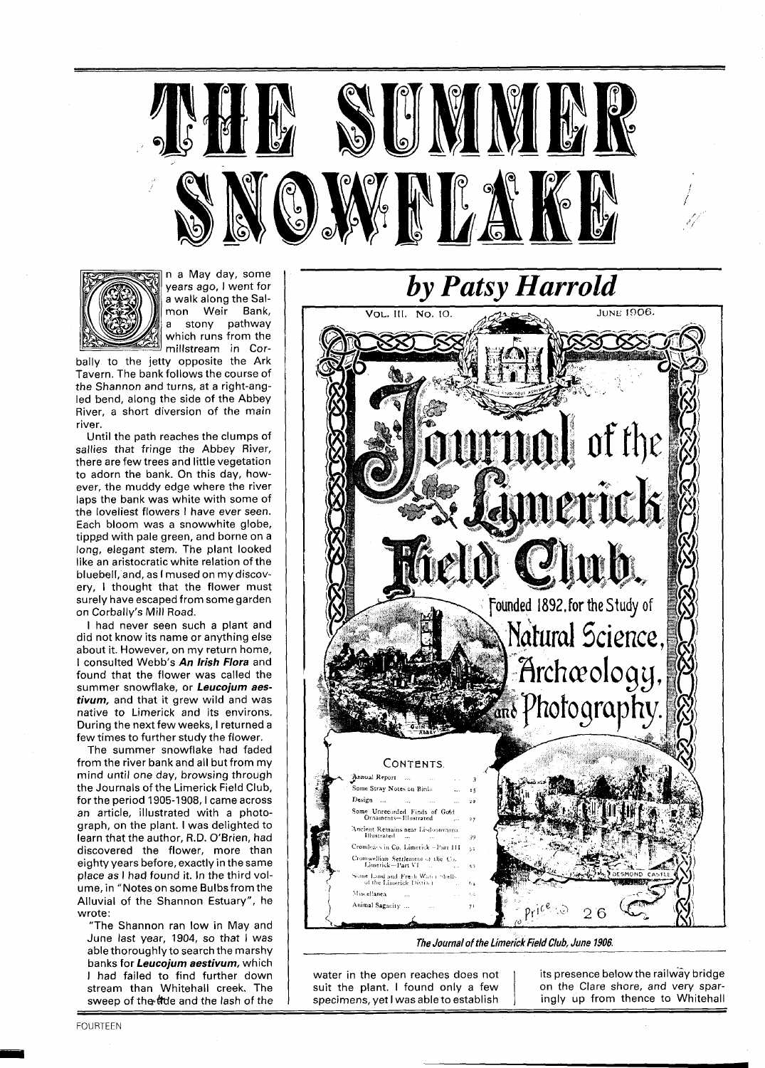# THE SUMMER SNOWFLAKE

## *by Patsy Harrold*

On a May day, some years ago, I went for a walk along the Salmon Weir Bank, a stony pathway which runs from the millstream in Corbally to the jetty opposite the Ark Tavern. The bank follows the course of the Shannon and turns, at a right-angled bend, along the side of the Abbey River, a short diversion of the main river.

Until the path reaches the clumps of sallies that fringe the Abbey River, there are few trees and little vegetation to adorn the bank. On this day, however, the muddy edge where the river laps the bank was white with some of the loveliest flowers I have ever seen. Each bloom was a snowwhite globe, tipped with pale green, and borne on a long, elegant stem. The plant looked like an aristocratic white relation of the bluebell, and, as I mused on my discovery, I thought that the flower must surely have escaped from some garden on Corbally's Mill Road.

I had never seen such a plant and did not know its name or anything else about it. However, on my return home, I consulted Webb's ***An Irish Flora*** and found that the flower was called the summer snowflake, or ***Leucojum aestivum,*** and that it grew wild and was native to Limerick and its environs. During the next few weeks, I returned a few times to further study the flower.

The summer snowflake had faded from the river bank and all but from my mind until one day, browsing through the Journals of the Limerick Field Club, for the period 1905-1908, I came across an article, illustrated with a photograph, on the plant. I was delighted to learn that the author, R.D. O'Brien, had discovered the flower, more than eighty years before, exactly in the same place as I had found it. In the third volume, in "Notes on some Bulbs from the Alluvial of the Shannon Estuary", he wrote:

"The Shannon ran low in May and June last year, 1904, so that I was able thoroughly to search the marshy banks for ***Leucojum aestivum,*** which I had failed to find further down stream than Whitehall creek. The sweep of the tide and the lash of the water in the open reaches does not suit the plant. I found only a few specimens, yet I was able to establish its presence below the railway bridge on the Clare shore, and very sparingly up from thence to Whitehall

VOL. III. NO. 10. JUNE 1906.

Journal of the Limerick Field Club. Founded 1892, for the Study of Natural Science, Archæology, and Photography.

CONTENTS.

| | |
|---|---|
| Annual Report | 3 |
| Some Stray Notes on Birds | 15 |
| Design | 22 |
| Some Unrecorded Finds of Gold Ornaments—Illustrated | 27 |
| Ancient Remains near Lisdoonvarna Illustrated | 39 |
| Cromleacs in Co. Limerick—Part III | 52 |
| Cromwellian Settlement of the Co. Limerick—Part VI | 55 |
| Some Land and Fresh Water Shells of the Limerick District | 64 |
| Miscellanea | 68 |
| Animal Sagacity | 71 |

Price 2 6

*The Journal of the Limerick Field Club, June 1906.*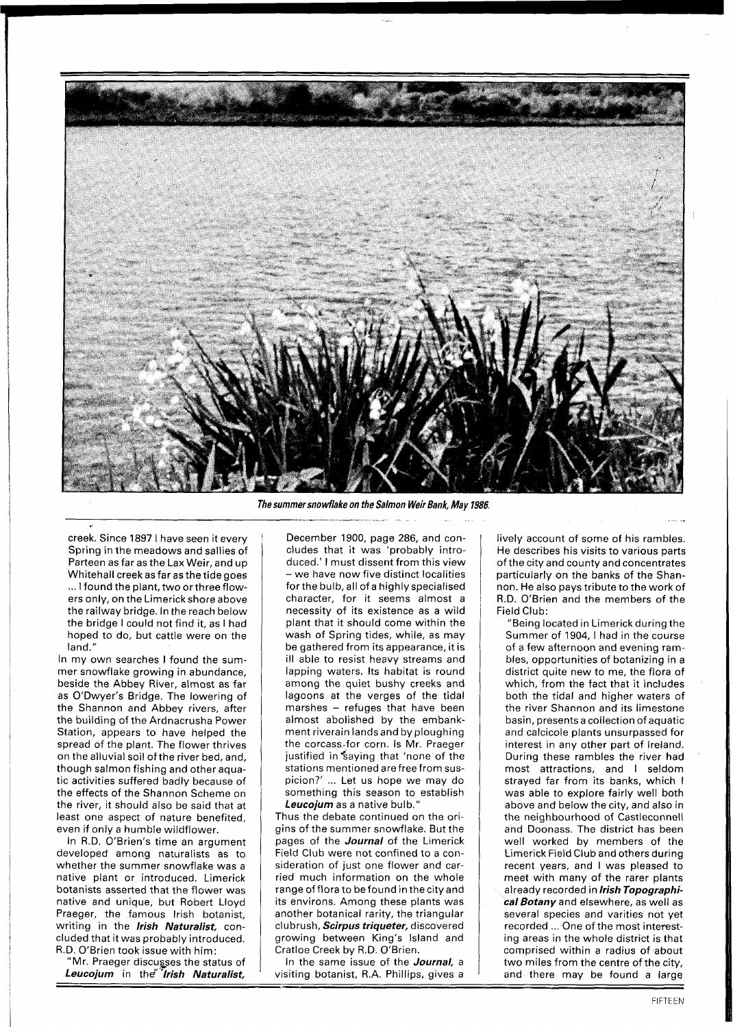*The summer snowflake on the Salmon Weir Bank, May 1986.*

creek. Since 1897 I have seen it every Spring in the meadows and sallies of Parteen as far as the Lax Weir, and up Whitehall creek as far as the tide goes ... I found the plant, two or three flowers only, on the Limerick shore above the railway bridge. In the reach below the bridge I could not find it, as I had hoped to do, but cattle were on the land."

In my own searches I found the summer snowflake growing in abundance, beside the Abbey River, almost as far as O'Dwyer's Bridge. The lowering of the Shannon and Abbey rivers, after the building of the Ardnacrusha Power Station, appears to have helped the spread of the plant. The flower thrives on the alluvial soil of the river bed, and, though salmon fishing and other aquatic activities suffered badly because of the effects of the Shannon Scheme on the river, it should also be said that at least one aspect of nature benefited, even if only a humble wildflower.

In R.D. O'Brien's time an argument developed among naturalists as to whether the summer snowflake was a native plant or introduced. Limerick botanists asserted that the flower was native and unique, but Robert Lloyd Praeger, the famous Irish botanist, writing in the ***Irish Naturalist,*** concluded that it was probably introduced. R.D. O'Brien took issue with him:

"Mr. Praeger discusses the status of ***Leucojum*** in the ***Irish Naturalist,*** December 1900, page 286, and concludes that it was 'probably introduced.' I must dissent from this view – we have now five distinct localities for the bulb, all of a highly specialised character, for it seems almost a necessity of its existence as a wild plant that it should come within the wash of Spring tides, while, as may be gathered from its appearance, it is ill able to resist heavy streams and lapping waters. Its habitat is round among the quiet bushy creeks and lagoons at the verges of the tidal marshes – refuges that have been almost abolished by the embankment riverain lands and by ploughing the corcass for corn. Is Mr. Praeger justified in saying that 'none of the stations mentioned are free from suspicion?' ... Let us hope we may do something this season to establish ***Leucojum*** as a native bulb."

Thus the debate continued on the origins of the summer snowflake. But the pages of the ***Journal*** of the Limerick Field Club were not confined to a consideration of just one flower and carried much information on the whole range of flora to be found in the city and its environs. Among these plants was another botanical rarity, the triangular clubrush, ***Scirpus triqueter,*** discovered growing between King's Island and Cratloe Creek by R.D. O'Brien.

In the same issue of the ***Journal,*** a visiting botanist, R.A. Phillips, gives a lively account of some of his rambles. He describes his visits to various parts of the city and county and concentrates particularly on the banks of the Shannon. He also pays tribute to the work of R.D. O'Brien and the members of the Field Club:

"Being located in Limerick during the Summer of 1904, I had in the course of a few afternoon and evening rambles, opportunities of botanizing in a district quite new to me, the flora of which, from the fact that it includes both the tidal and higher waters of the river Shannon and its limestone basin, presents a collection of aquatic and calcicole plants unsurpassed for interest in any other part of Ireland. During these rambles the river had most attractions, and I seldom strayed far from its banks, which I was able to explore fairly well both above and below the city, and also in the neighbourhood of Castleconnell and Doonass. The district has been well worked by members of the Limerick Field Club and others during recent years, and I was pleased to meet with many of the rarer plants already recorded in ***Irish Topographical Botany*** and elsewhere, as well as several species and varities not yet recorded ... One of the most interesting areas in the whole district is that comprised within a radius of about two miles from the centre of the city, and there may be found a large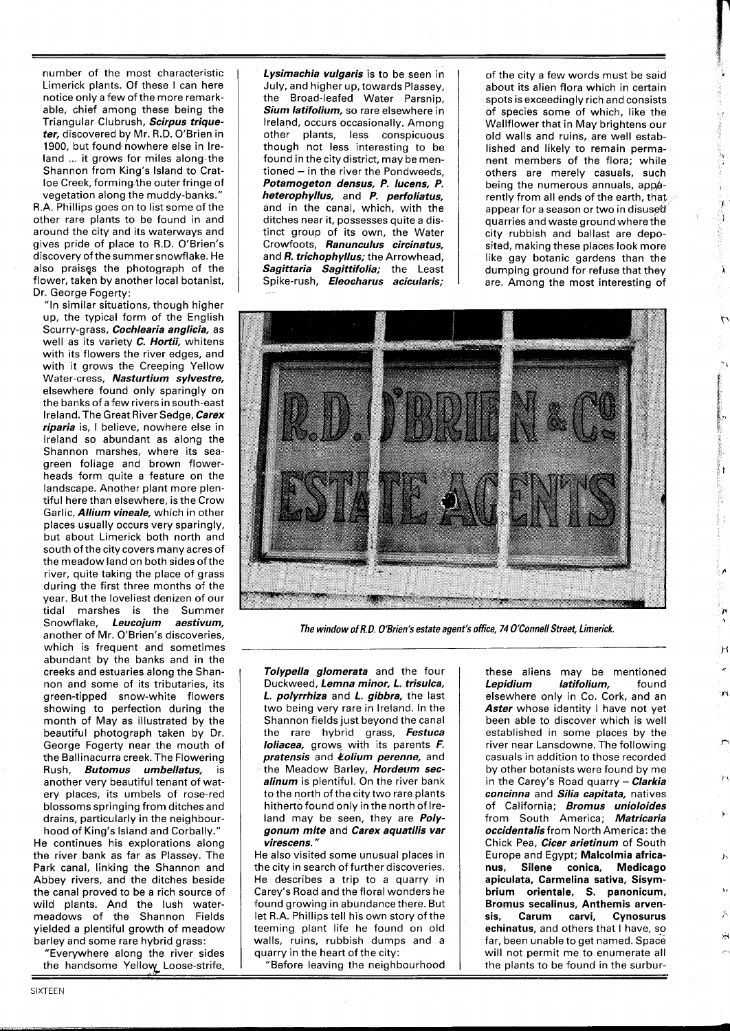number of the most characteristic Limerick plants. Of these I can here notice only a few of the more remarkable, chief among these being the Triangular Clubrush, ***Scirpus triqueter,*** discovered by Mr. R.D. O'Brien in 1900, but found nowhere else in Ireland ... it grows for miles along the Shannon from King's Island to Cratloe Creek, forming the outer fringe of vegetation along the muddy-banks."

R.A. Phillips goes on to list some of the other rare plants to be found in and around the city and its waterways and gives pride of place to R.D. O'Brien's discovery of the summer snowflake. He also praises the photograph of the flower, taken by another local botanist, Dr. George Fogerty:

"In similar situations, though higher up, the typical form of the English Scurry-grass, ***Cochlearia anglicia,*** as well as its variety ***C. Hortii,*** whitens with its flowers the river edges, and with it grows the Creeping Yellow Water-cress, ***Nasturtium sylvestre,*** elsewhere found only sparingly on the banks of a few rivers in south-east Ireland. The Great River Sedge, ***Carex riparia*** is, I believe, nowhere else in Ireland so abundant as along the Shannon marshes, where its sea-green foliage and brown flower-heads form quite a feature on the landscape. Another plant more plentiful here than elsewhere, is the Crow Garlic, ***Allium vineale,*** which in other places usually occurs very sparingly, but about Limerick both north and south of the city covers many acres of the meadow land on both sides of the river, quite taking the place of grass during the first three months of the year. But the loveliest denizen of our tidal marshes is the Summer Snowflake, ***Leucojum aestivum,*** another of Mr. O'Brien's discoveries, which is frequent and sometimes abundant by the banks and in the creeks and estuaries along the Shannon and some of its tributaries, its green-tipped snow-white flowers showing to perfection during the month of May as illustrated by the beautiful photograph taken by Dr. George Fogerty near the mouth of the Ballinacurra creek. The Flowering Rush, ***Butomus umbellatus,*** is another very beautiful tenant of watery places, its umbels of rose-red blossoms springing from ditches and drains, particularly in the neighbourhood of King's Island and Corbally."

He continues his explorations along the river bank as far as Plassey. The Park canal, linking the Shannon and Abbey rivers, and the ditches beside the canal proved to be a rich source of wild plants. And the lush water-meadows of the Shannon Fields yielded a plentiful growth of meadow barley and some rare hybrid grass:

"Everywhere along the river sides the handsome Yellow Loose-strife, ***Lysimachia vulgaris*** is to be seen in July, and higher up, towards Plassey, the Broad-leafed Water Parsnip, ***Sium latifolium,*** so rare elsewhere in Ireland, occurs occasionally. Among other plants, less conspicuous though not less interesting to be found in the city district, may be mentioned – in the river the Pondweeds, ***Potamogeton densus, P. lucens, P. heterophyllus,*** and ***P. perfoliatus,*** and in the canal, which, with the ditches near it, possesses quite a distinct group of its own, the Water Crowfoots, ***Ranunculus circinatus,*** and ***R. trichophyllus;*** the Arrowhead, ***Sagittaria Sagittifolia;*** the Least Spike-rush, ***Eleocharus acicularis; Tolypella glomerata*** and the four Duckweed, ***Lemna minor, L. trisulca, L. polyrrhiza*** and ***L. gibbra,*** the last two being very rare in Ireland. In the Shannon fields just beyond the canal the rare hybrid grass, ***Festuca loliacea,*** grows with its parents ***F. pratensis*** and ***Lolium perenne,*** and the Meadow Barley, ***Hordeum secalinum*** is plentiful. On the river bank to the north of the city two rare plants hitherto found only in the north of Ireland may be seen, they are ***Polygonum mite*** and ***Carex aquatilis var virescens."***

He also visited some unusual places in the city in search of further discoveries. He describes a trip to a quarry in Carey's Road and the floral wonders he found growing in abundance there. But let R.A. Phillips tell his own story of the teeming plant life he found on old walls, ruins, rubbish dumps and a quarry in the heart of the city:

"Before leaving the neighbourhood of the city a few words must be said about its alien flora which in certain spots is exceedingly rich and consists of species some of which, like the Wallflower that in May brightens our old walls and ruins, are well established and likely to remain permanent members of the flora; while others are merely casuals, such being the numerous annuals, apparently from all ends of the earth, that appear for a season or two in disused quarries and waste ground where the city rubbish and ballast are deposited, making these places look more like gay botanic gardens than the dumping ground for refuse that they are. Among the most interesting of these aliens may be mentioned ***Lepidium latifolium,*** found elsewhere only in Co. Cork, and an ***Aster*** whose identity I have not yet been able to discover which is well established in some places by the river near Lansdowne. The following casuals in addition to those recorded by other botanists were found by me in the Carey's Road quarry – ***Clarkia concinna*** and ***Silia capitata,*** natives of California; ***Bromus unioloides*** from South America; ***Matricaria occidentalis*** from North America: the Chick Pea, ***Cicer arietinum*** of South Europe and Egypt; **Malcolmia africanus, Silene conica, Medicago apiculata, Carmelina sativa, Sisymbrium orientale, S. panonicum, Bromus secalinus, Anthemis arvensis, Carum carvi, Cynosurus echinatus,** and others that I have, so far, been unable to get named. Space will not permit me to enumerate all the plants to be found in the surbur-

*The window of R.D. O'Brien's estate agent's office, 74 O'Connell Street, Limerick.*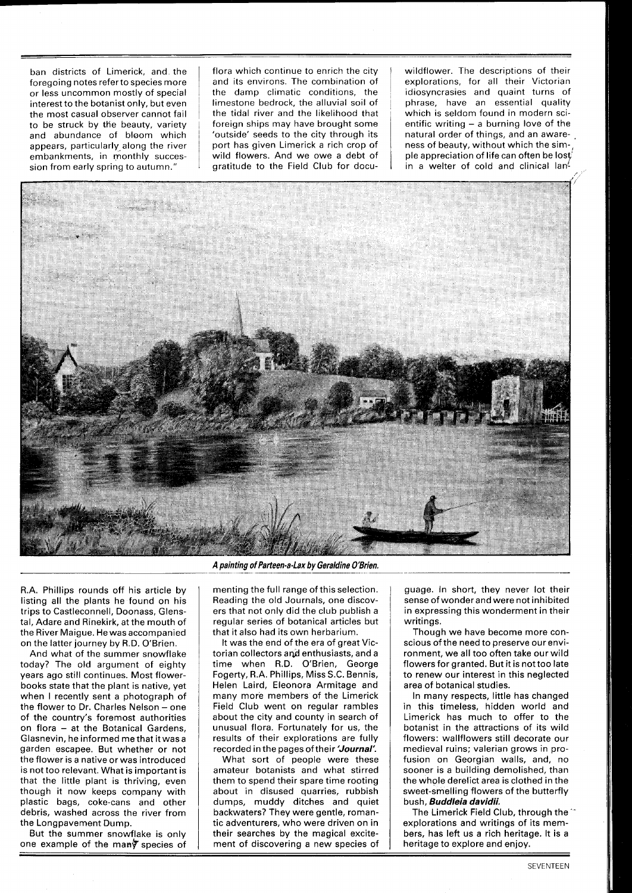ban districts of Limerick, and the foregoing notes refer to species more or less uncommon mostly of special interest to the botanist only, but even the most casual observer cannot fail to be struck by the beauty, variety and abundance of bloom which appears, particularly along the river embankments, in monthly succession from early spring to autumn."

flora which continue to enrich the city and its environs. The combination of the damp climatic conditions, the limestone bedrock, the alluvial soil of the tidal river and the likelihood that foreign ships may have brought some 'outside' seeds to the city through its port has given Limerick a rich crop of wild flowers. And we owe a debt of gratitude to the Field Club for documenting the full range of this selection. Reading the old Journals, one discovers that not only did the club publish a regular series of botanical articles but that it also had its own herbarium.

wildflower. The descriptions of their explorations, for all their Victorian idiosyncrasies and quaint turns of phrase, have an essential quality which is seldom found in modern scientific writing – a burning love of the natural order of things, and an awareness of beauty, without which the simple appreciation of life can often be lost in a welter of cold and clinical language. In short, they never lot their sense of wonder and were not inhibited in expressing this wonderment in their writings.

***A painting of Parteen-a-Lax by Geraldine O'Brien.***

R.A. Phillips rounds off his article by listing all the plants he found on his trips to Castleconnell, Doonass, Glenstal, Adare and Rinekirk, at the mouth of the River Maigue. He was accompanied on the latter journey by R.D. O'Brien.

And what of the summer snowflake today? The old argument of eighty years ago still continues. Most flowerbooks state that the plant is native, yet when I recently sent a photograph of the flower to Dr. Charles Nelson – one of the country's foremost authorities on flora – at the Botanical Gardens, Glasnevin, he informed me that it was a garden escapee. But whether or not the flower is a native or was introduced is not too relevant. What is important is that the little plant is thriving, even though it now keeps company with plastic bags, coke-cans and other debris, washed across the river from the Longpavement Dump.

But the summer snowflake is only one example of the many species of

It was the end of the era of great Victorian collectors and enthusiasts, and a time when R.D. O'Brien, George Fogerty, R.A. Phillips, Miss S.C. Bennis, Helen Laird, Eleonora Armitage and many more members of the Limerick Field Club went on regular rambles about the city and county in search of unusual flora. Fortunately for us, the results of their explorations are fully recorded in the pages of their ***'Journal'***.

What sort of people were these amateur botanists and what stirred them to spend their spare time rooting about in disused quarries, rubbish dumps, muddy ditches and quiet backwaters? They were gentle, romantic adventurers, who were driven on in their searches by the magical excitement of discovering a new species of

Though we have become more conscious of the need to preserve our environment, we all too often take our wild flowers for granted. But it is not too late to renew our interest in this neglected area of botanical studies.

In many respects, little has changed in this timeless, hidden world and Limerick has much to offer to the botanist in the attractions of its wild flowers: wallflowers still decorate our medieval ruins; valerian grows in profusion on Georgian walls, and, no sooner is a building demolished, than the whole derelict area is clothed in the sweet-smelling flowers of the butterfly bush, ***Buddleia davidii***.

The Limerick Field Club, through the explorations and writings of its members, has left us a rich heritage. It is a heritage to explore and enjoy.